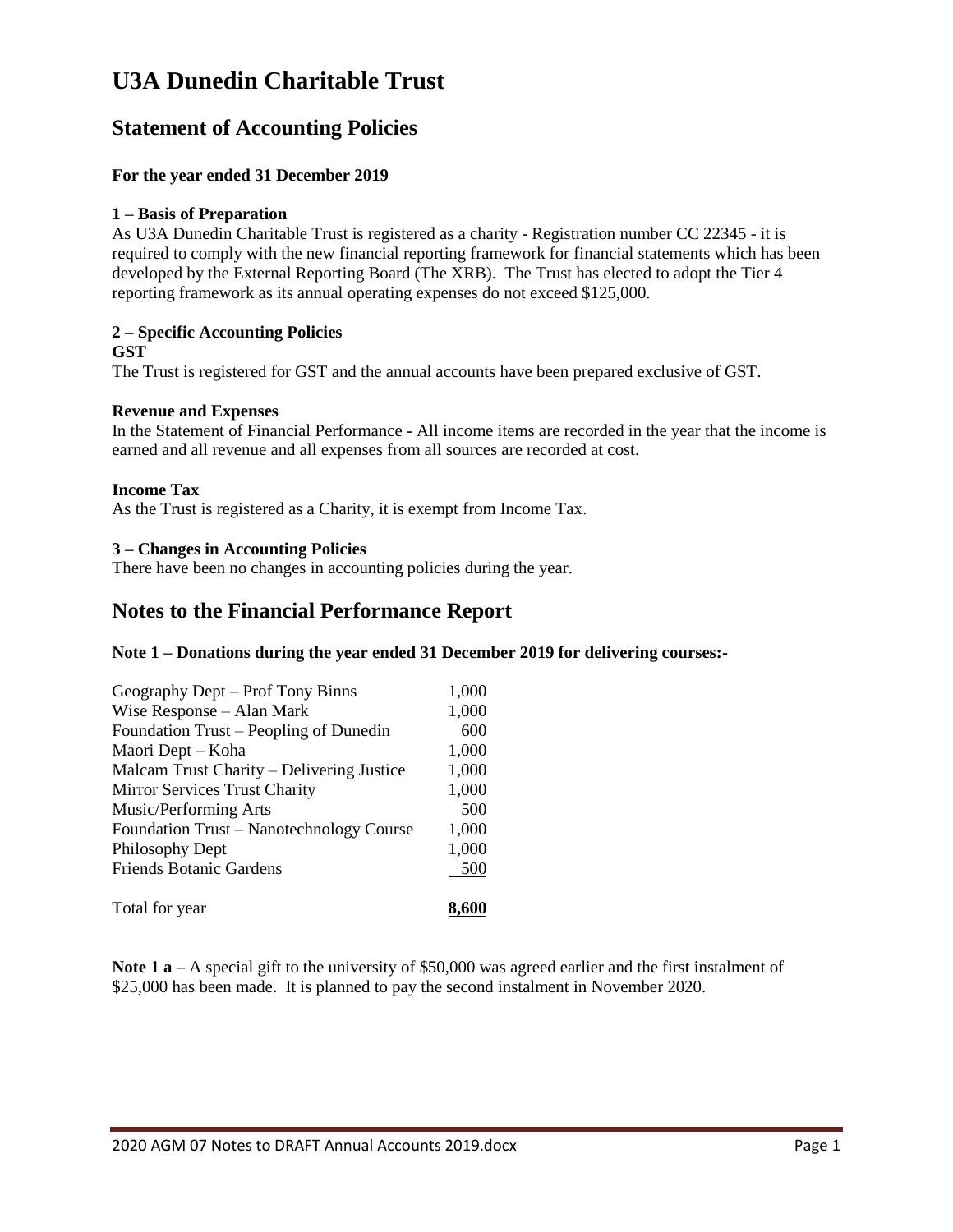# U3A Dunedin Charitable Trust

## Statement of Accounting Policies

**For the year ended 31 December 2019**

**1 – Basis of Preparation**

As U3A Dunedin Charitable Trust is registered as a charity - Registration number CC 22345 - it is required to comply with the new financial reporting framework for financial statements which has been developed by the External Reporting Board (The XRB). The Trust has elected to adopt the Tier 4 reporting framework as its annual operating expenses do not exceed $125,000.

**2 – Specific Accounting Policies**

**GST**

The Trust is registered for GST and the annual accounts have been prepared exclusive of GST.

**Revenue and Expenses**

In the Statement of Financial Performance - All income items are recorded in the year that the income is earned and all revenue and all expenses from all sources are recorded at cost.

**Income Tax**

As the Trust is registered as a Charity, it is exempt from Income Tax.

**3 – Changes in Accounting Policies**

There have been no changes in accounting policies during the year.

## Notes to the Financial Performance Report

**Note 1 – Donations during the year ended 31 December 2019 for delivering courses:-**

| | |
|---|---:|
| Geography Dept – Prof Tony Binns | 1,000 |
| Wise Response – Alan Mark | 1,000 |
| Foundation Trust – Peopling of Dunedin | 600 |
| Maori Dept – Koha | 1,000 |
| Malcam Trust Charity – Delivering Justice | 1,000 |
| Mirror Services Trust Charity | 1,000 |
| Music/Performing Arts | 500 |
| Foundation Trust – Nanotechnology Course | 1,000 |
| Philosophy Dept | 1,000 |
| Friends Botanic Gardens | 500 |
| Total for year | **8,600** |

**Note 1 a** – A special gift to the university of $50,000 was agreed earlier and the first instalment of $25,000 has been made. It is planned to pay the second instalment in November 2020.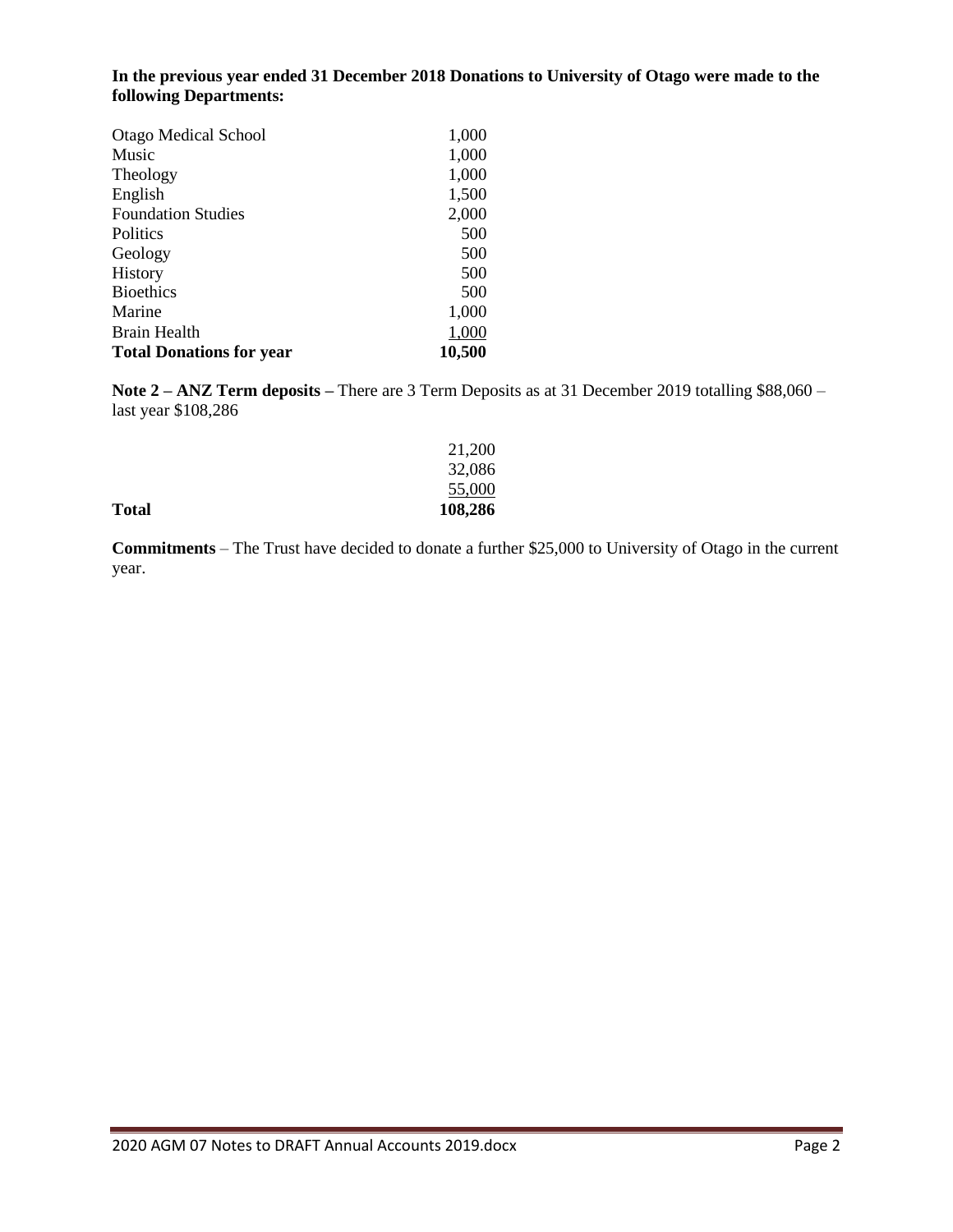**In the previous year ended 31 December 2018 Donations to University of Otago were made to the following Departments:**

| | |
|---|---|
| Otago Medical School | 1,000 |
| Music | 1,000 |
| Theology | 1,000 |
| English | 1,500 |
| Foundation Studies | 2,000 |
| Politics | 500 |
| Geology | 500 |
| History | 500 |
| Bioethics | 500 |
| Marine | 1,000 |
| Brain Health | 1,000 |
| **Total Donations for year** | **10,500** |

**Note 2 – ANZ Term deposits –** There are 3 Term Deposits as at 31 December 2019 totalling $88,060 – last year $108,286

| | |
|---|---|
| | 21,200 |
| | 32,086 |
| | 55,000 |
| **Total** | **108,286** |

**Commitments** – The Trust have decided to donate a further $25,000 to University of Otago in the current year.